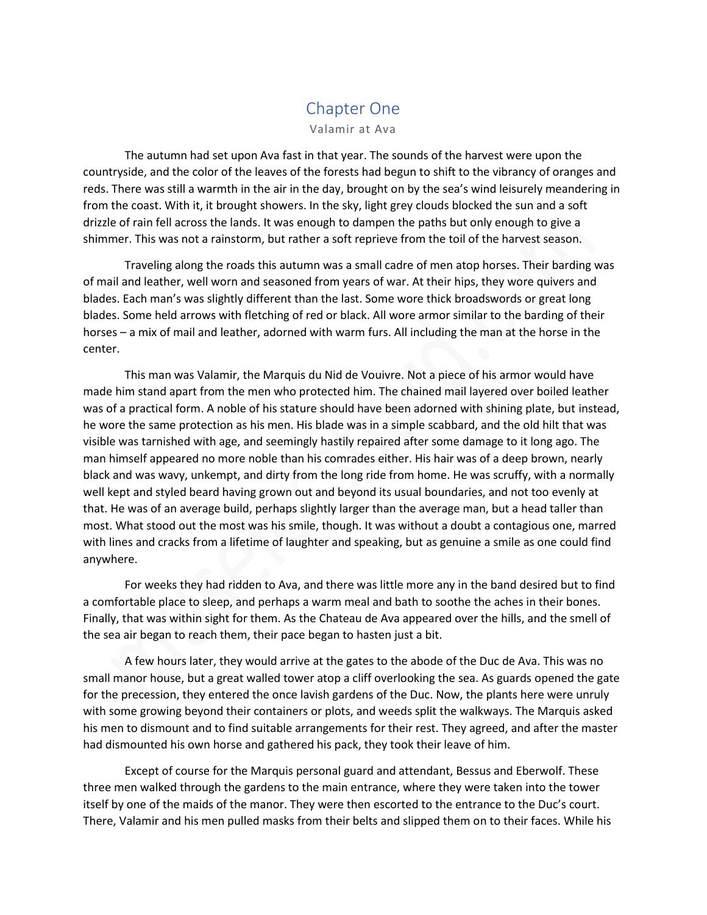# Chapter One

Valamir at Ava

The autumn had set upon Ava fast in that year. The sounds of the harvest were upon the countryside, and the color of the leaves of the forests had begun to shift to the vibrancy of oranges and reds. There was still a warmth in the air in the day, brought on by the sea's wind leisurely meandering in from the coast. With it, it brought showers. In the sky, light grey clouds blocked the sun and a soft drizzle of rain fell across the lands. It was enough to dampen the paths but only enough to give a shimmer. This was not a rainstorm, but rather a soft reprieve from the toil of the harvest season.

Traveling along the roads this autumn was a small cadre of men atop horses. Their barding was of mail and leather, well worn and seasoned from years of war. At their hips, they wore quivers and blades. Each man's was slightly different than the last. Some wore thick broadswords or great long blades. Some held arrows with fletching of red or black. All wore armor similar to the barding of their horses – a mix of mail and leather, adorned with warm furs. All including the man at the horse in the center.

This man was Valamir, the Marquis du Nid de Vouivre. Not a piece of his armor would have made him stand apart from the men who protected him. The chained mail layered over boiled leather was of a practical form. A noble of his stature should have been adorned with shining plate, but instead, he wore the same protection as his men. His blade was in a simple scabbard, and the old hilt that was visible was tarnished with age, and seemingly hastily repaired after some damage to it long ago. The man himself appeared no more noble than his comrades either. His hair was of a deep brown, nearly black and was wavy, unkempt, and dirty from the long ride from home. He was scruffy, with a normally well kept and styled beard having grown out and beyond its usual boundaries, and not too evenly at that. He was of an average build, perhaps slightly larger than the average man, but a head taller than most. What stood out the most was his smile, though. It was without a doubt a contagious one, marred with lines and cracks from a lifetime of laughter and speaking, but as genuine a smile as one could find anywhere.

For weeks they had ridden to Ava, and there was little more any in the band desired but to find a comfortable place to sleep, and perhaps a warm meal and bath to soothe the aches in their bones. Finally, that was within sight for them. As the Chateau de Ava appeared over the hills, and the smell of the sea air began to reach them, their pace began to hasten just a bit.

A few hours later, they would arrive at the gates to the abode of the Duc de Ava. This was no small manor house, but a great walled tower atop a cliff overlooking the sea. As guards opened the gate for the precession, they entered the once lavish gardens of the Duc. Now, the plants here were unruly with some growing beyond their containers or plots, and weeds split the walkways. The Marquis asked his men to dismount and to find suitable arrangements for their rest. They agreed, and after the master had dismounted his own horse and gathered his pack, they took their leave of him.

Except of course for the Marquis personal guard and attendant, Bessus and Eberwolf. These three men walked through the gardens to the main entrance, where they were taken into the tower itself by one of the maids of the manor. They were then escorted to the entrance to the Duc's court. There, Valamir and his men pulled masks from their belts and slipped them on to their faces. While his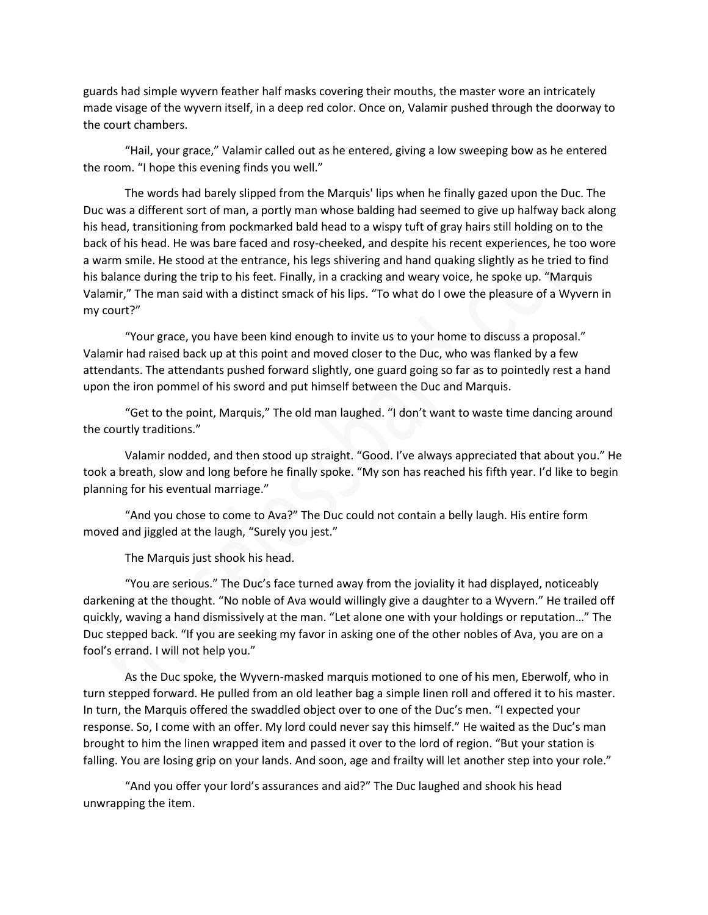guards had simple wyvern feather half masks covering their mouths, the master wore an intricately made visage of the wyvern itself, in a deep red color. Once on, Valamir pushed through the doorway to the court chambers.

"Hail, your grace," Valamir called out as he entered, giving a low sweeping bow as he entered the room. "I hope this evening finds you well."

The words had barely slipped from the Marquis' lips when he finally gazed upon the Duc. The Duc was a different sort of man, a portly man whose balding had seemed to give up halfway back along his head, transitioning from pockmarked bald head to a wispy tuft of gray hairs still holding on to the back of his head. He was bare faced and rosy-cheeked, and despite his recent experiences, he too wore a warm smile. He stood at the entrance, his legs shivering and hand quaking slightly as he tried to find his balance during the trip to his feet. Finally, in a cracking and weary voice, he spoke up. "Marquis Valamir," The man said with a distinct smack of his lips. "To what do I owe the pleasure of a Wyvern in my court?"

"Your grace, you have been kind enough to invite us to your home to discuss a proposal." Valamir had raised back up at this point and moved closer to the Duc, who was flanked by a few attendants. The attendants pushed forward slightly, one guard going so far as to pointedly rest a hand upon the iron pommel of his sword and put himself between the Duc and Marquis.

"Get to the point, Marquis," The old man laughed. "I don't want to waste time dancing around the courtly traditions."

Valamir nodded, and then stood up straight. "Good. I've always appreciated that about you." He took a breath, slow and long before he finally spoke. "My son has reached his fifth year. I'd like to begin planning for his eventual marriage."

"And you chose to come to Ava?" The Duc could not contain a belly laugh. His entire form moved and jiggled at the laugh, "Surely you jest."

The Marquis just shook his head.

"You are serious." The Duc's face turned away from the joviality it had displayed, noticeably darkening at the thought. "No noble of Ava would willingly give a daughter to a Wyvern." He trailed off quickly, waving a hand dismissively at the man. "Let alone one with your holdings or reputation…" The Duc stepped back. "If you are seeking my favor in asking one of the other nobles of Ava, you are on a fool's errand. I will not help you."

As the Duc spoke, the Wyvern-masked marquis motioned to one of his men, Eberwolf, who in turn stepped forward. He pulled from an old leather bag a simple linen roll and offered it to his master. In turn, the Marquis offered the swaddled object over to one of the Duc's men. "I expected your response. So, I come with an offer. My lord could never say this himself." He waited as the Duc's man brought to him the linen wrapped item and passed it over to the lord of region. "But your station is falling. You are losing grip on your lands. And soon, age and frailty will let another step into your role."

"And you offer your lord's assurances and aid?" The Duc laughed and shook his head unwrapping the item.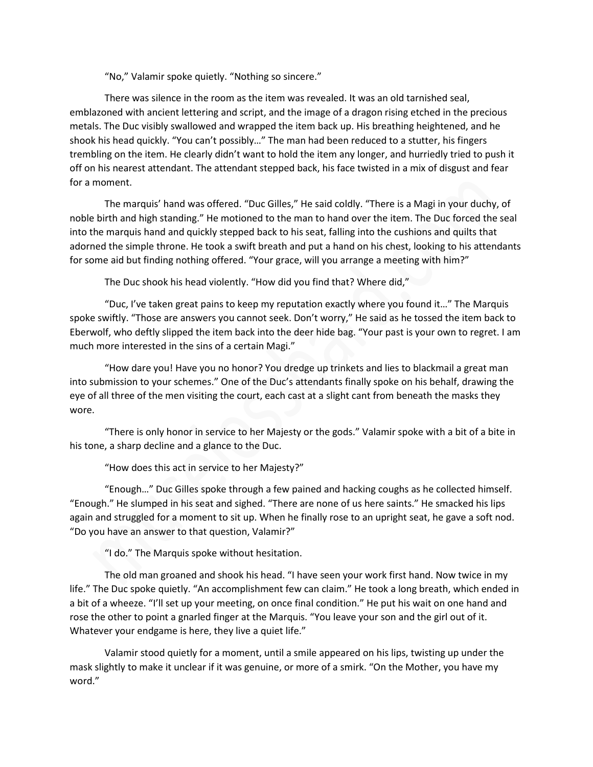"No," Valamir spoke quietly. "Nothing so sincere."

There was silence in the room as the item was revealed. It was an old tarnished seal, emblazoned with ancient lettering and script, and the image of a dragon rising etched in the precious metals. The Duc visibly swallowed and wrapped the item back up. His breathing heightened, and he shook his head quickly. "You can't possibly…" The man had been reduced to a stutter, his fingers trembling on the item. He clearly didn't want to hold the item any longer, and hurriedly tried to push it off on his nearest attendant. The attendant stepped back, his face twisted in a mix of disgust and fear for a moment.

The marquis' hand was offered. "Duc Gilles," He said coldly. "There is a Magi in your duchy, of noble birth and high standing." He motioned to the man to hand over the item. The Duc forced the seal into the marquis hand and quickly stepped back to his seat, falling into the cushions and quilts that adorned the simple throne. He took a swift breath and put a hand on his chest, looking to his attendants for some aid but finding nothing offered. "Your grace, will you arrange a meeting with him?"

The Duc shook his head violently. "How did you find that? Where did,"

"Duc, I've taken great pains to keep my reputation exactly where you found it…" The Marquis spoke swiftly. "Those are answers you cannot seek. Don't worry," He said as he tossed the item back to Eberwolf, who deftly slipped the item back into the deer hide bag. "Your past is your own to regret. I am much more interested in the sins of a certain Magi."

"How dare you! Have you no honor? You dredge up trinkets and lies to blackmail a great man into submission to your schemes." One of the Duc's attendants finally spoke on his behalf, drawing the eye of all three of the men visiting the court, each cast at a slight cant from beneath the masks they wore.

"There is only honor in service to her Majesty or the gods." Valamir spoke with a bit of a bite in his tone, a sharp decline and a glance to the Duc.

"How does this act in service to her Majesty?"

"Enough…" Duc Gilles spoke through a few pained and hacking coughs as he collected himself. "Enough." He slumped in his seat and sighed. "There are none of us here saints." He smacked his lips again and struggled for a moment to sit up. When he finally rose to an upright seat, he gave a soft nod. "Do you have an answer to that question, Valamir?"

"I do." The Marquis spoke without hesitation.

The old man groaned and shook his head. "I have seen your work first hand. Now twice in my life." The Duc spoke quietly. "An accomplishment few can claim." He took a long breath, which ended in a bit of a wheeze. "I'll set up your meeting, on once final condition." He put his wait on one hand and rose the other to point a gnarled finger at the Marquis. "You leave your son and the girl out of it. Whatever your endgame is here, they live a quiet life."

Valamir stood quietly for a moment, until a smile appeared on his lips, twisting up under the mask slightly to make it unclear if it was genuine, or more of a smirk. "On the Mother, you have my word."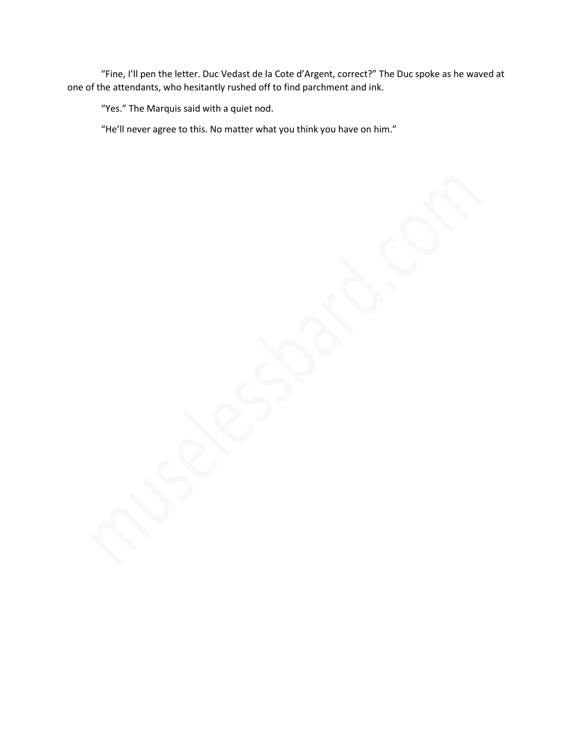"Fine, I'll pen the letter. Duc Vedast de la Cote d'Argent, correct?" The Duc spoke as he waved at one of the attendants, who hesitantly rushed off to find parchment and ink.

"Yes." The Marquis said with a quiet nod.

"He'll never agree to this. No matter what you think you have on him."